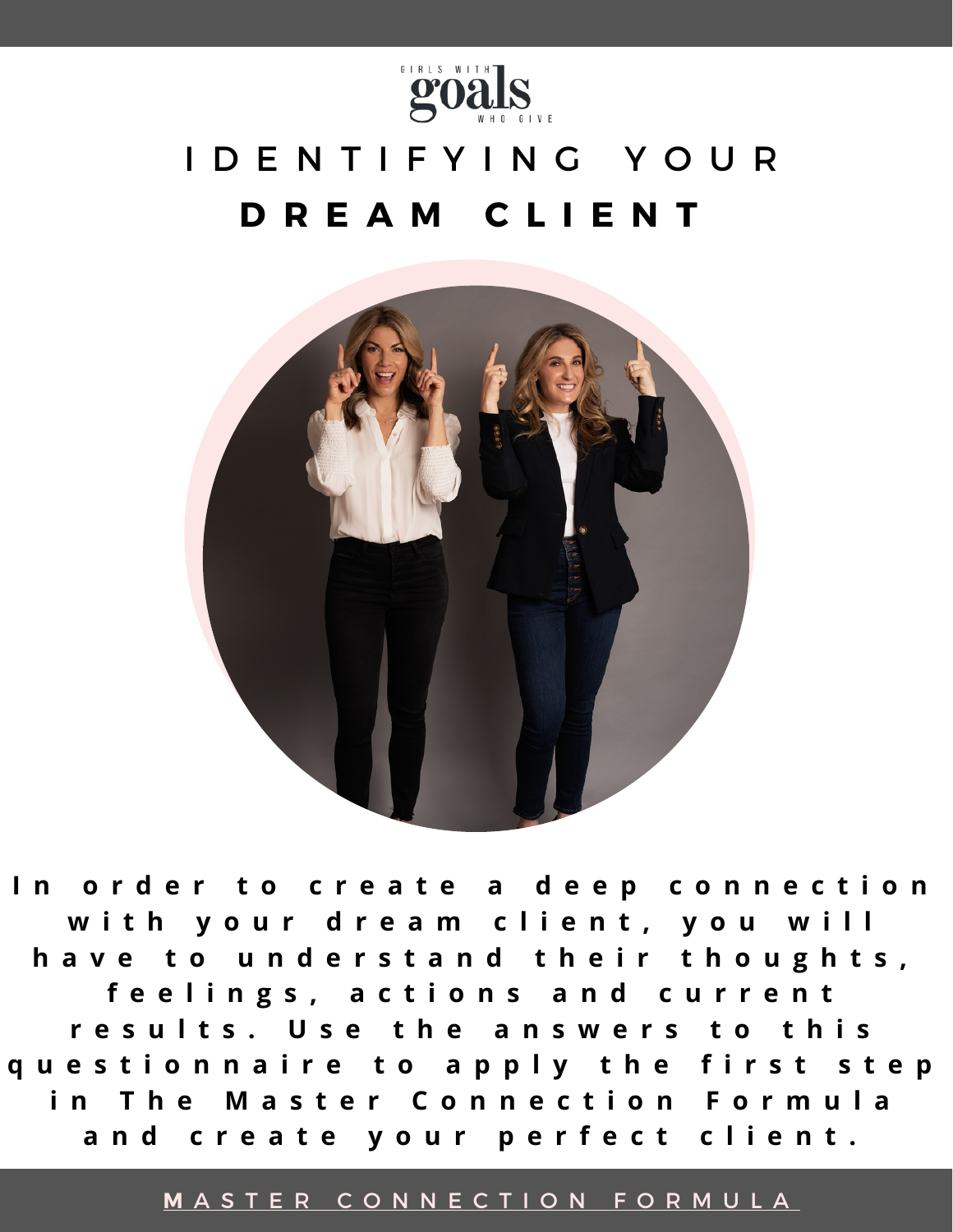GIRLS WITH **goals** WHO GIVE

# IDENTIFYING YOUR **DREAM CLIENT**

**In order to create a deep connection with your dream client, you will have to understand their thoughts, feelings, actions and current results. Use the answers to this questionnaire to apply the first step in The Master Connection Formula and create your perfect client.**

MASTER CONNECTION FORMULA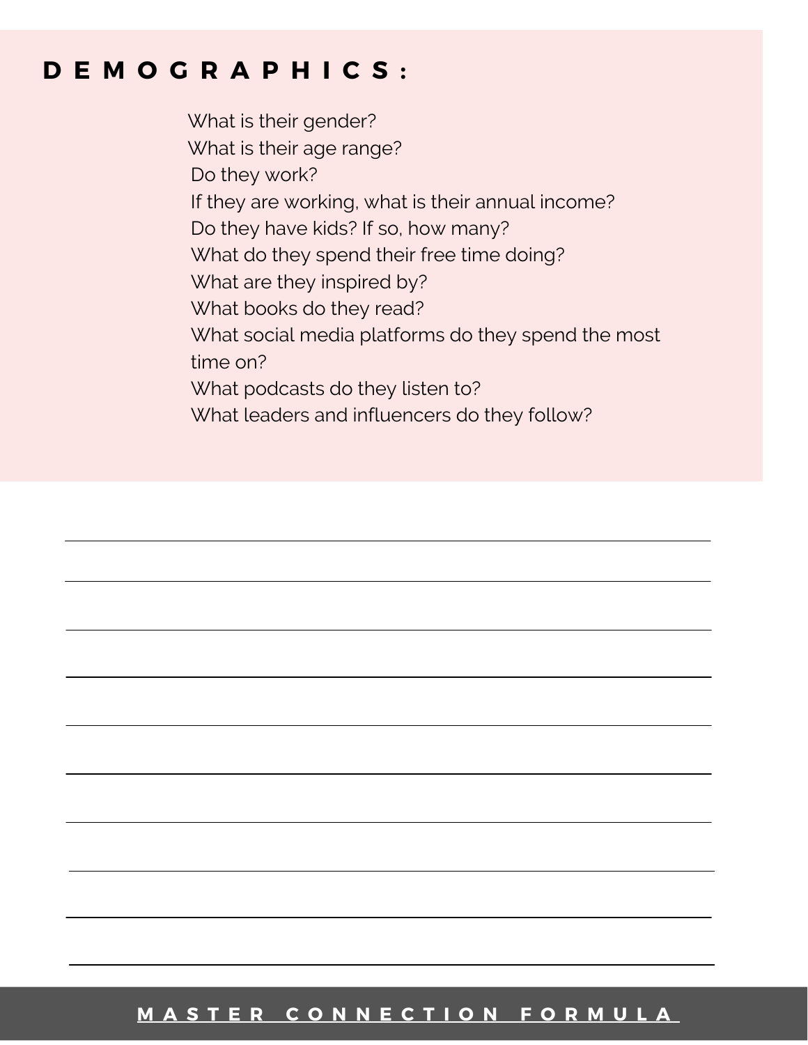## DEMOGRAPHICS:

What is their gender?
What is their age range?
Do they work?
If they are working, what is their annual income?
Do they have kids? If so, how many?
What do they spend their free time doing?
What are they inspired by?
What books do they read?
What social media platforms do they spend the most time on?
What podcasts do they listen to?
What leaders and influencers do they follow?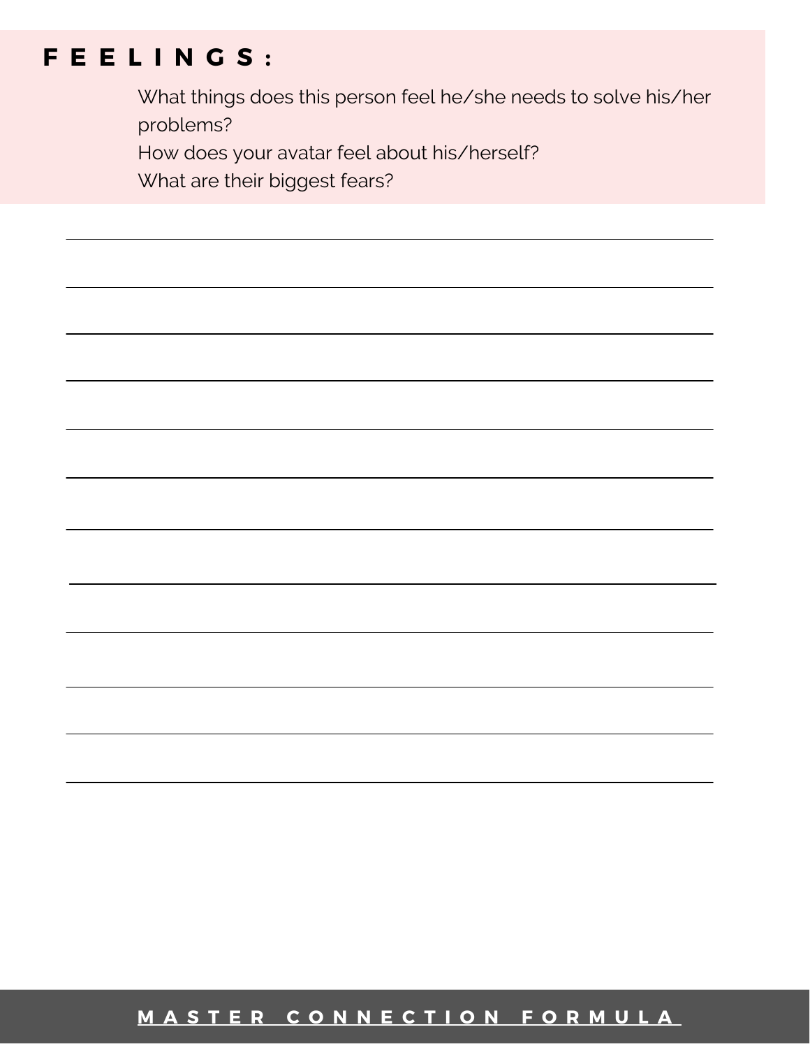## FEELINGS:

What things does this person feel he/she needs to solve his/her problems?

How does your avatar feel about his/herself?

What are their biggest fears?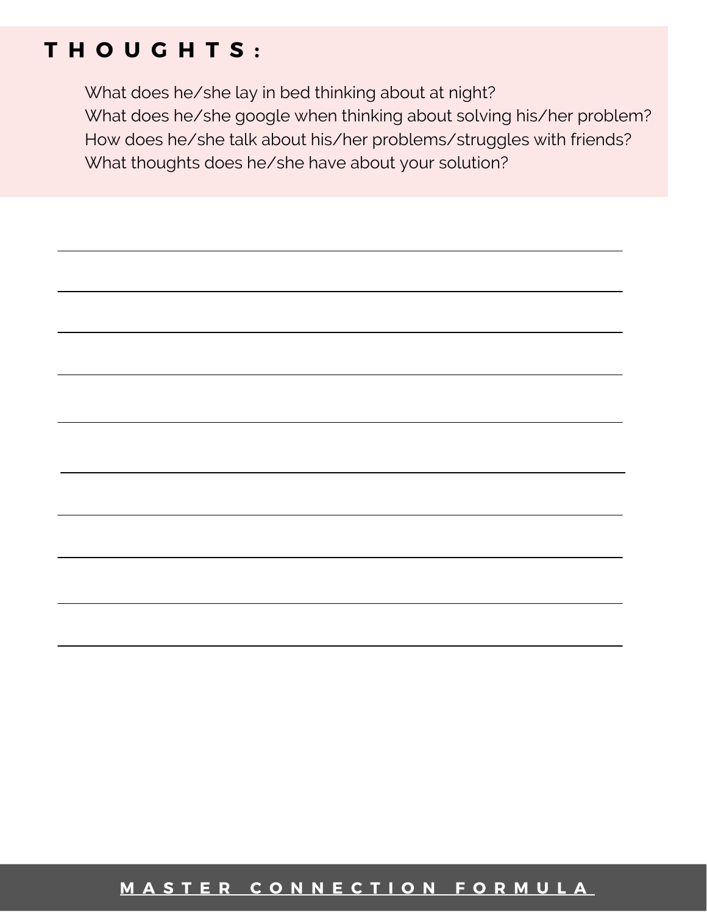# THOUGHTS:

What does he/she lay in bed thinking about at night?
What does he/she google when thinking about solving his/her problem?
How does he/she talk about his/her problems/struggles with friends?
What thoughts does he/she have about your solution?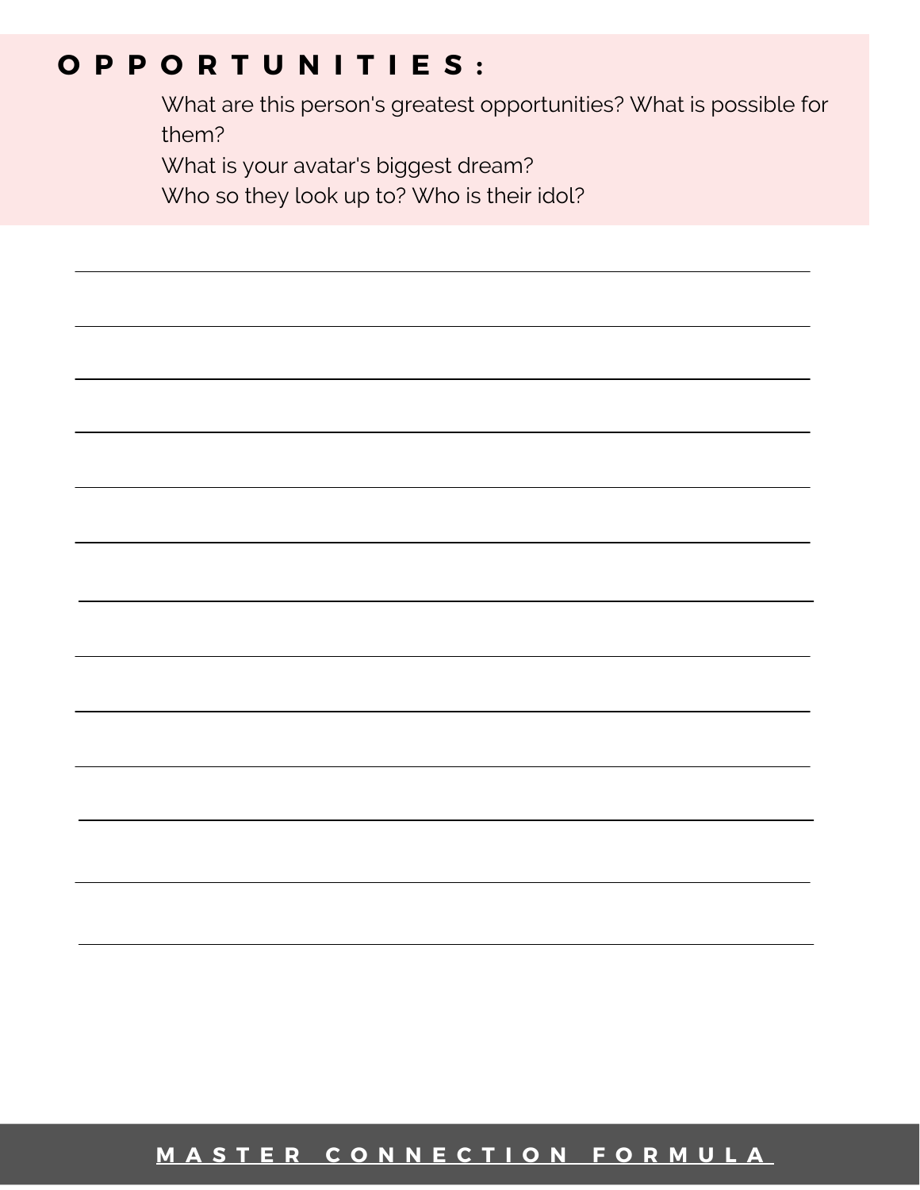## OPPORTUNITIES:

What are this person's greatest opportunities? What is possible for them?

What is your avatar's biggest dream?

Who so they look up to? Who is their idol?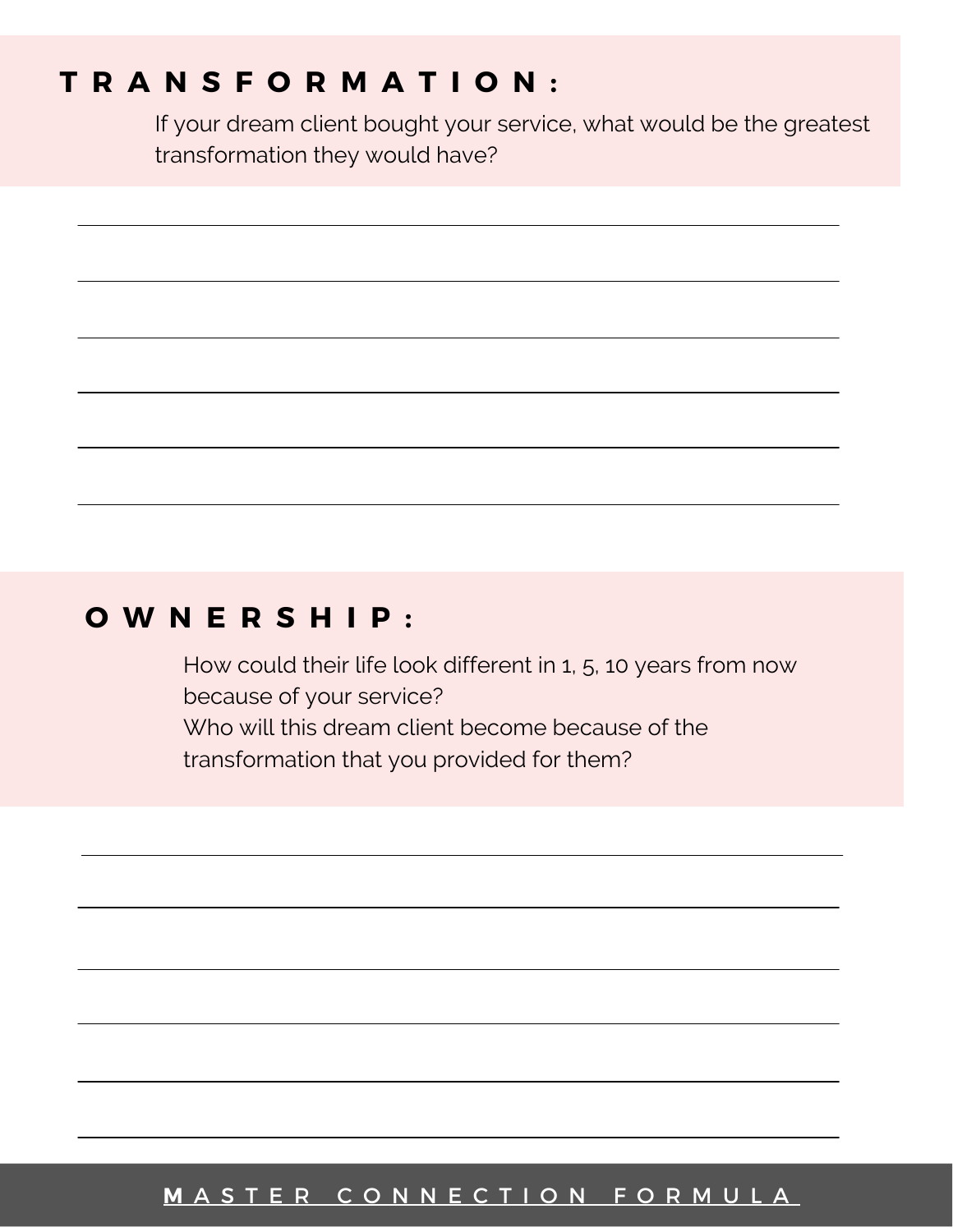## TRANSFORMATION:

If your dream client bought your service, what would be the greatest transformation they would have?

## OWNERSHIP:

How could their life look different in 1, 5, 10 years from now because of your service?

Who will this dream client become because of the transformation that you provided for them?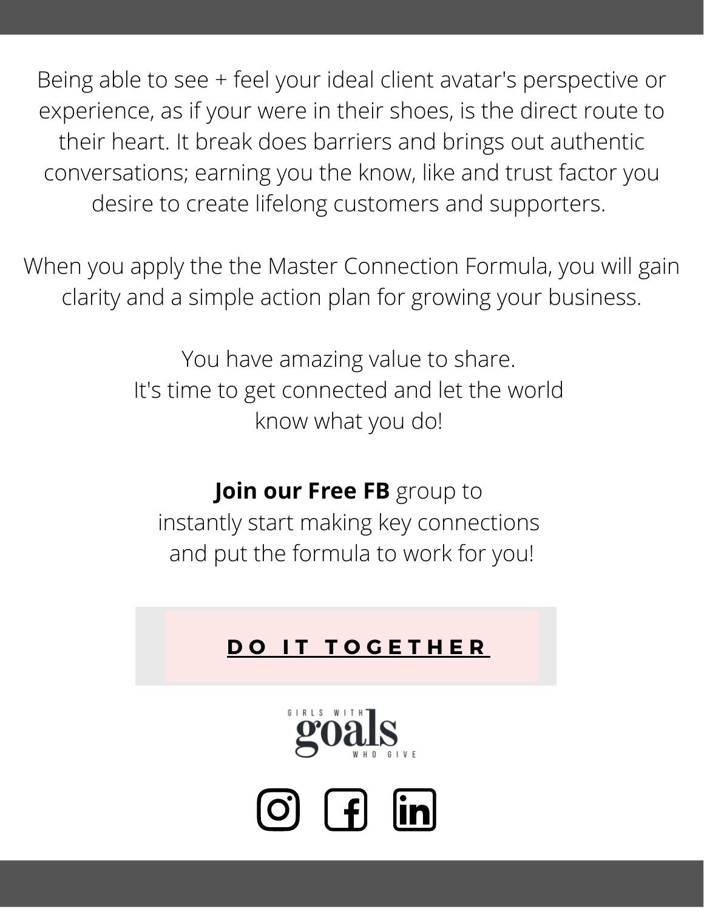Being able to see + feel your ideal client avatar's perspective or experience, as if your were in their shoes, is the direct route to their heart. It break does barriers and brings out authentic conversations; earning you the know, like and trust factor you desire to create lifelong customers and supporters.

When you apply the the Master Connection Formula, you will gain clarity and a simple action plan for growing your business.

You have amazing value to share.
It's time to get connected and let the world know what you do!

**Join our Free FB** group to instantly start making key connections and put the formula to work for you!

**DO IT TOGETHER**

GIRLS WITH goals WHO GIVE